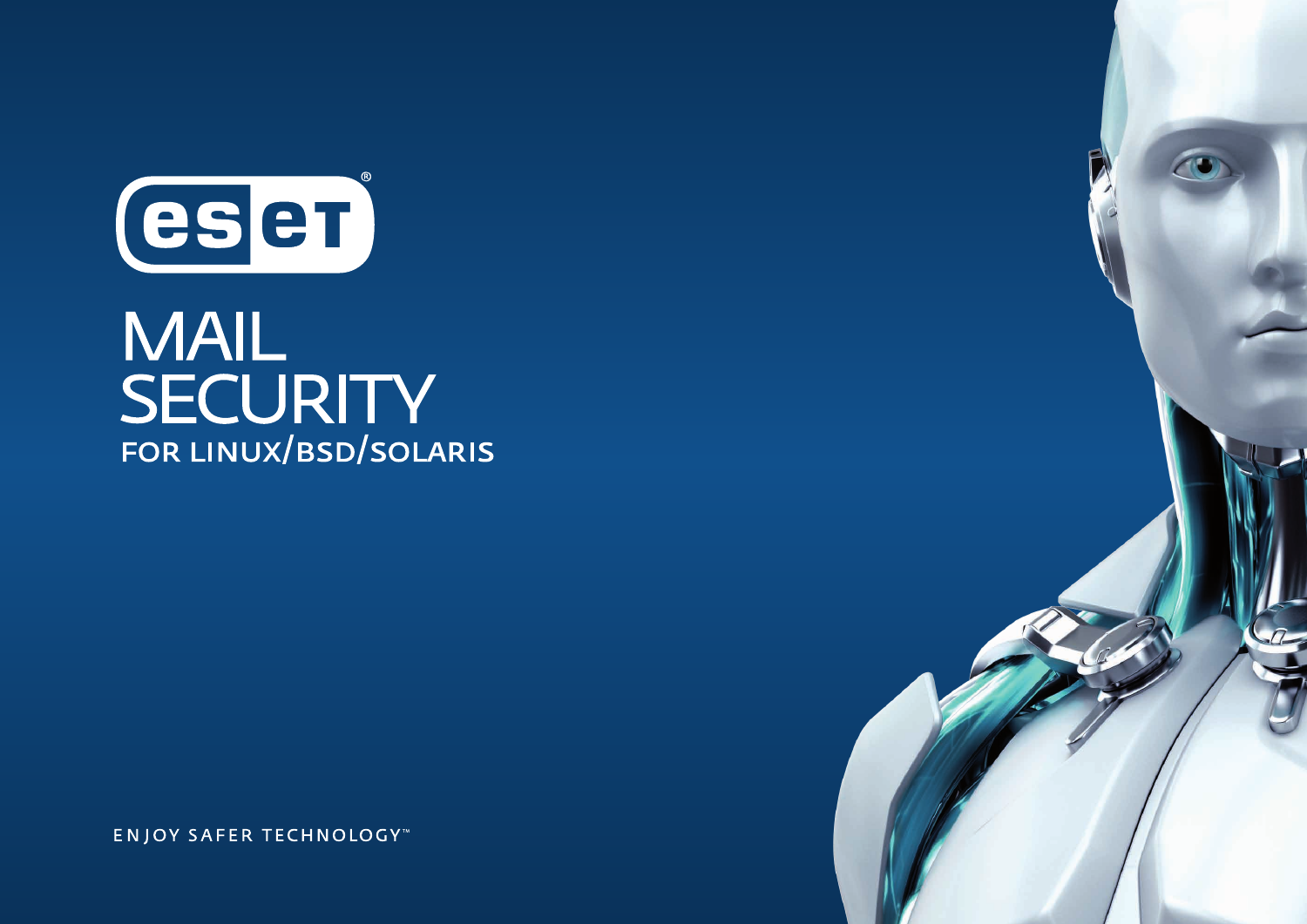ESET®

# MAIL SECURITY

## FOR LINUX/BSD/SOLARIS

ENJOY SAFER TECHNOLOGY™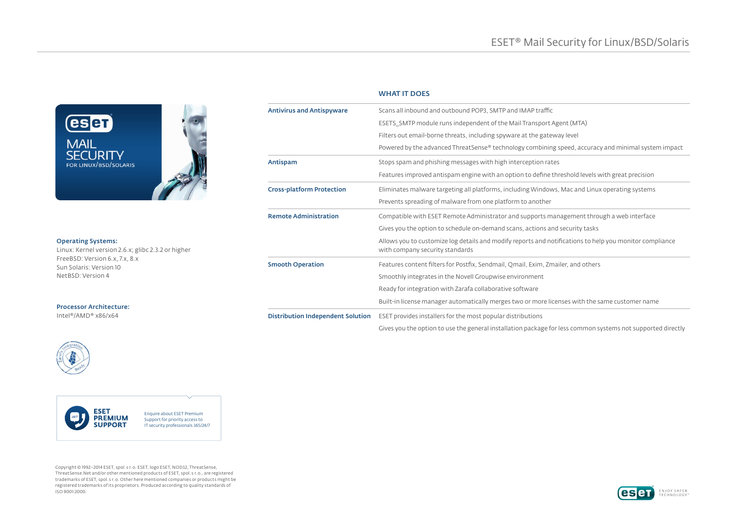# ESET® Mail Security for Linux/BSD/Solaris

MAIL SECURITY
FOR LINUX/BSD/SOLARIS

**Operating Systems:**
Linux: Kernel version 2.6.x; glibc 2.3.2 or higher
FreeBSD: Version 6.x, 7.x, 8.x
Sun Solaris: Version 10
NetBSD: Version 4

**Processor Architecture:**
Intel®/AMD® x86/x64

**ESET PREMIUM SUPPORT**

Enquire about ESET Premium Support for priority access to IT security professionals 365/24/7

## WHAT IT DOES

| | |
|---|---|
| **Antivirus and Antispyware** | Scans all inbound and outbound POP3, SMTP and IMAP traffic |
| | ESETS_SMTP module runs independent of the Mail Transport Agent (MTA) |
| | Filters out email-borne threats, including spyware at the gateway level |
| | Powered by the advanced ThreatSense® technology combining speed, accuracy and minimal system impact |
| **Antispam** | Stops spam and phishing messages with high interception rates |
| | Features improved antispam engine with an option to define threshold levels with great precision |
| **Cross-platform Protection** | Eliminates malware targeting all platforms, including Windows, Mac and Linux operating systems |
| | Prevents spreading of malware from one platform to another |
| **Remote Administration** | Compatible with ESET Remote Administrator and supports management through a web interface |
| | Gives you the option to schedule on-demand scans, actions and security tasks |
| | Allows you to customize log details and modify reports and notifications to help you monitor compliance with company security standards |
| **Smooth Operation** | Features content filters for Postfix, Sendmail, Qmail, Exim, Zmailer, and others |
| | Smoothly integrates in the Novell Groupwise environment |
| | Ready for integration with Zarafa collaborative software |
| | Built-in license manager automatically merges two or more licenses with the same customer name |
| **Distribution Independent Solution** | ESET provides installers for the most popular distributions |
| | Gives you the option to use the general installation package for less common systems not supported directly |

Copyright © 1992–2014 ESET, spol. s r. o. ESET, logo ESET, NOD32, ThreatSense, ThreatSense.Net and/or other mentioned products of ESET, spol. s r. o., are registered trademarks of ESET, spol. s r. o. Other here mentioned companies or products might be registered trademarks of its proprietors. Produced according to quality standards of ISO 9001:2000.

ENJOY SAFER TECHNOLOGY™